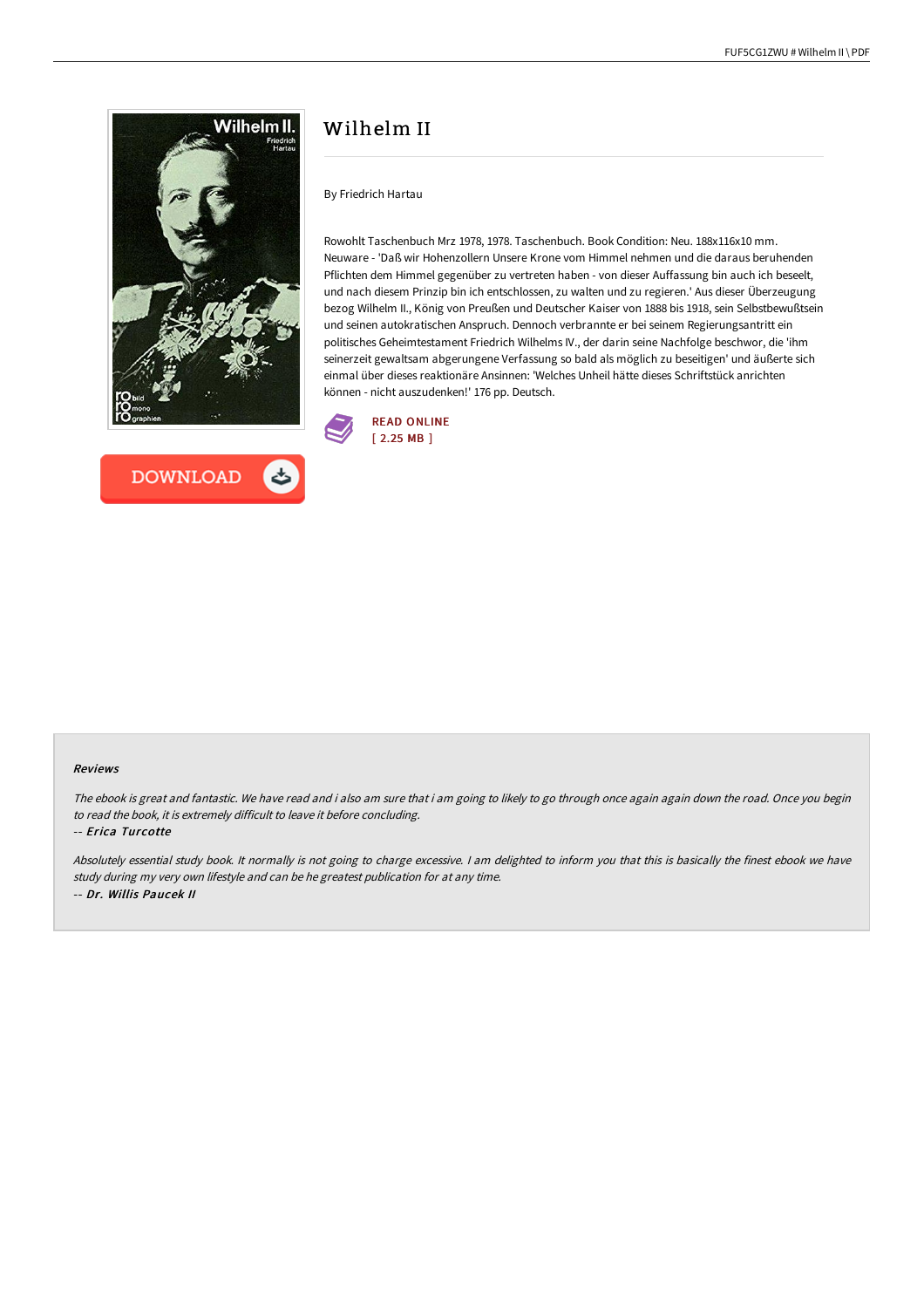# Wilhelm II

By Friedrich Hartau

Rowohlt Taschenbuch Mrz 1978, 1978. Taschenbuch. Book Condition: Neu. 188x116x10 mm. Neuware - 'Daß wir Hohenzollern Unsere Krone vom Himmel nehmen und die daraus beruhenden Pflichten dem Himmel gegenüber zu vertreten haben - von dieser Auffassung bin auch ich beseelt, und nach diesem Prinzip bin ich entschlossen, zu walten und zu regieren.' Aus dieser Überzeugung bezog Wilhelm II., König von Preußen und Deutscher Kaiser von 1888 bis 1918, sein Selbstbewußtsein und seinen autokratischen Anspruch. Dennoch verbrannte er bei seinem Regierungsantritt ein politisches Geheimtestament Friedrich Wilhelms IV., der darin seine Nachfolge beschwor, die 'ihm seinerzeit gewaltsam abgerungene Verfassung so bald als möglich zu beseitigen' und äußerte sich einmal über dieses reaktionäre Ansinnen: 'Welches Unheil hätte dieses Schriftstück anrichten können - nicht auszudenken!' 176 pp. Deutsch.

READ ONLINE
[ 2.25 MB ]

DOWNLOAD

## Reviews

*The ebook is great and fantastic. We have read and i also am sure that i am going to likely to go through once again again down the road. Once you begin to read the book, it is extremely difficult to leave it before concluding.*

-- ***Erica Turcotte***

*Absolutely essential study book. It normally is not going to charge excessive. I am delighted to inform you that this is basically the finest ebook we have study during my very own lifestyle and can be he greatest publication for at any time.*

-- ***Dr. Willis Paucek II***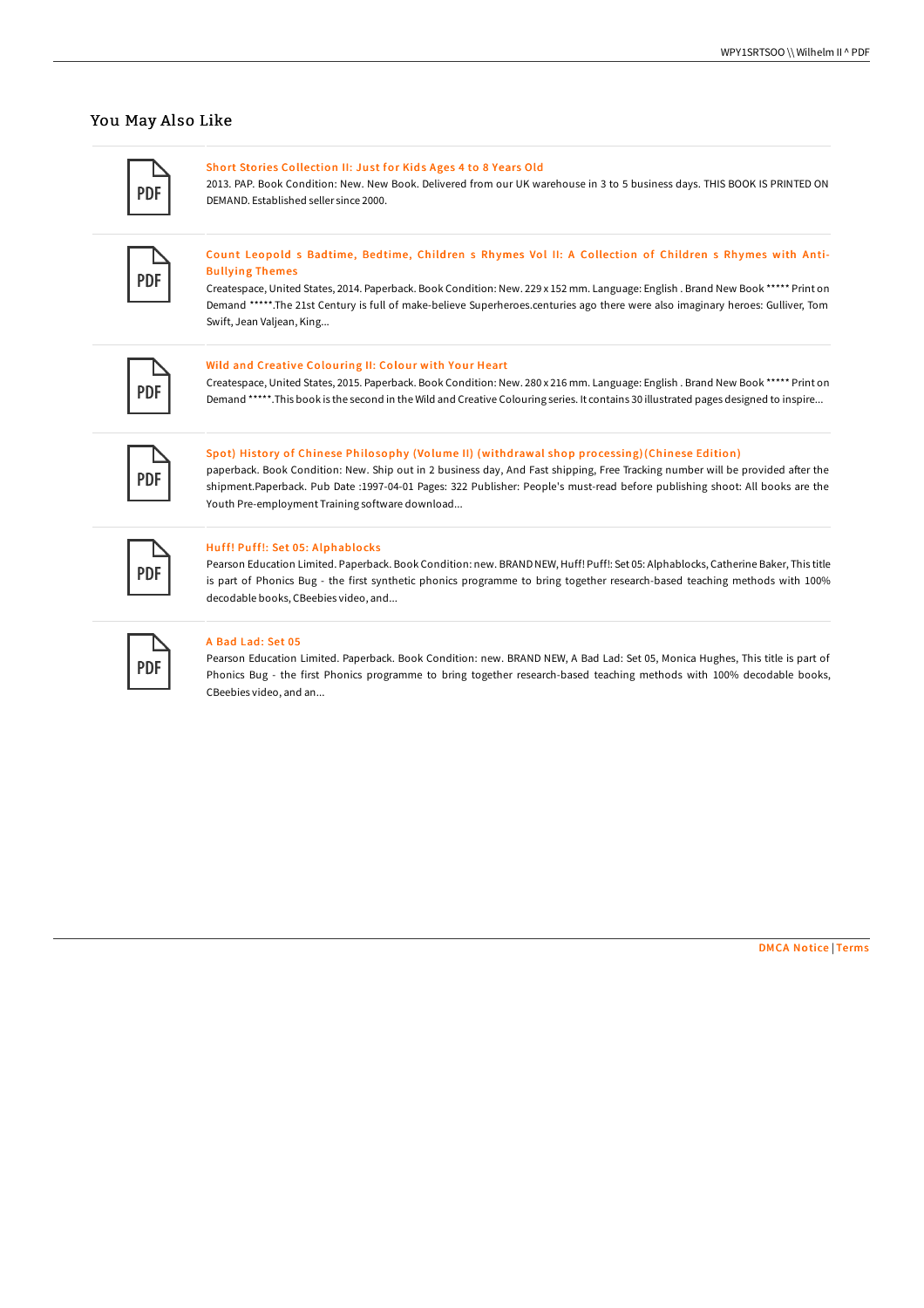## You May Also Like

### Short Stories Collection II: Just for Kids Ages 4 to 8 Years Old

2013. PAP. Book Condition: New. New Book. Delivered from our UK warehouse in 3 to 5 business days. THIS BOOK IS PRINTED ON DEMAND. Established seller since 2000.

### Count Leopold s Badtime, Bedtime, Children s Rhymes Vol II: A Collection of Children s Rhymes with Anti-Bullying Themes

Createspace, United States, 2014. Paperback. Book Condition: New. 229 x 152 mm. Language: English . Brand New Book ***** Print on Demand *****.The 21st Century is full of make-believe Superheroes.centuries ago there were also imaginary heroes: Gulliver, Tom Swift, Jean Valjean, King...

### Wild and Creative Colouring II: Colour with Your Heart

Createspace, United States, 2015. Paperback. Book Condition: New. 280 x 216 mm. Language: English . Brand New Book ***** Print on Demand *****.This book is the second in the Wild and Creative Colouring series. It contains 30 illustrated pages designed to inspire...

### Spot) History of Chinese Philosophy (Volume II) (withdrawal shop processing)(Chinese Edition)

paperback. Book Condition: New. Ship out in 2 business day, And Fast shipping, Free Tracking number will be provided after the shipment.Paperback. Pub Date :1997-04-01 Pages: 322 Publisher: People's must-read before publishing shoot: All books are the Youth Pre-employment Training software download...

### Huff! Puff!: Set 05: Alphablocks

Pearson Education Limited. Paperback. Book Condition: new. BRAND NEW, Huff! Puff!: Set 05: Alphablocks, Catherine Baker, This title is part of Phonics Bug - the first synthetic phonics programme to bring together research-based teaching methods with 100% decodable books, CBeebies video, and...

### A Bad Lad: Set 05

Pearson Education Limited. Paperback. Book Condition: new. BRAND NEW, A Bad Lad: Set 05, Monica Hughes, This title is part of Phonics Bug - the first Phonics programme to bring together research-based teaching methods with 100% decodable books, CBeebies video, and an...

DMCA Notice | Terms